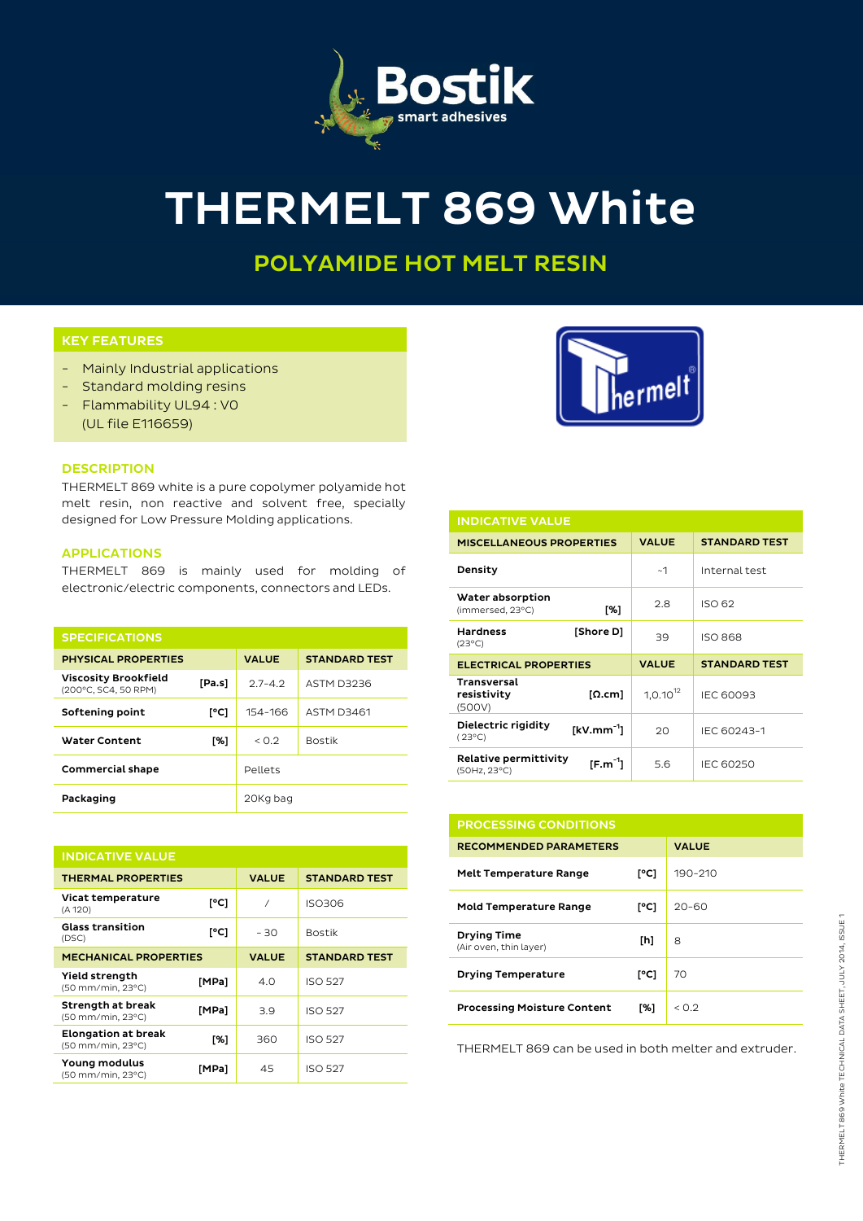# THERMELT 869 White

## POLYAMIDE HOT MELT RESIN

### KEY FEATURES

- Mainly Industrial applications
- Standard molding resins
- Flammability UL94 : V0
  (UL file E116659)

### DESCRIPTION

THERMELT 869 white is a pure copolymer polyamide hot melt resin, non reactive and solvent free, specially designed for Low Pressure Molding applications.

### APPLICATIONS

THERMELT 869 is mainly used for molding of electronic/electric components, connectors and LEDs.

### SPECIFICATIONS

| PHYSICAL PROPERTIES | | VALUE | STANDARD TEST |
|---|---|---|---|
| **Viscosity Brookfield** (200°C, SC4, 50 RPM) | [Pa.s] | 2.7-4.2 | ASTM D3236 |
| **Softening point** | [°C] | 154-166 | ASTM D3461 |
| **Water Content** | [%] | < 0.2 | Bostik |
| **Commercial shape** | | Pellets | |
| **Packaging** | | 20Kg bag | |

### INDICATIVE VALUE

| THERMAL PROPERTIES | | VALUE | STANDARD TEST |
|---|---|---|---|
| **Vicat temperature** (A 120) | [°C] | / | ISO306 |
| **Glass transition** (DSC) | [°C] | - 30 | Bostik |
| **MECHANICAL PROPERTIES** | | **VALUE** | **STANDARD TEST** |
| **Yield strength** (50 mm/min, 23°C) | [MPa] | 4.0 | ISO 527 |
| **Strength at break** (50 mm/min, 23°C) | [MPa] | 3.9 | ISO 527 |
| **Elongation at break** (50 mm/min, 23°C) | [%] | 360 | ISO 527 |
| **Young modulus** (50 mm/min, 23°C) | [MPa] | 45 | ISO 527 |

### INDICATIVE VALUE

| MISCELLANEOUS PROPERTIES | | VALUE | STANDARD TEST |
|---|---|---|---|
| **Density** | | ~1 | Internal test |
| **Water absorption** (immersed, 23°C) | [%] | 2.8 | ISO 62 |
| **Hardness** (23°C) | [Shore D] | 39 | ISO 868 |
| **ELECTRICAL PROPERTIES** | | **VALUE** | **STANDARD TEST** |
| **Transversal resistivity** (500V) | [Ω.cm] | $1{,}0.10^{12}$ | IEC 60093 |
| **Dielectric rigidity** (23°C) | [$kV.mm^{-1}$] | 20 | IEC 60243-1 |
| **Relative permittivity** (50Hz, 23°C) | [$F.m^{-1}$] | 5.6 | IEC 60250 |

### PROCESSING CONDITIONS

| RECOMMENDED PARAMETERS | | VALUE |
|---|---|---|
| **Melt Temperature Range** | [°C] | 190-210 |
| **Mold Temperature Range** | [°C] | 20-60 |
| **Drying Time** (Air oven, thin layer) | [h] | 8 |
| **Drying Temperature** | [°C] | 70 |
| **Processing Moisture Content** | [%] | < 0.2 |

THERMELT 869 can be used in both melter and extruder.

THERMELT 869 White TECHNICAL DATA SHEET, JULY 2014, ISSUE 1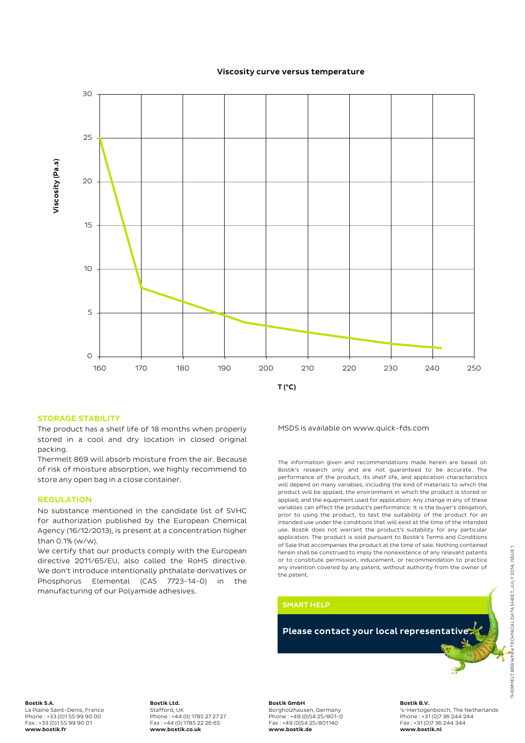**Viscosity curve versus temperature**

Viscosity (Pa.s)

30
25
20
15
10
5
0

160 170 180 190 200 210 220 230 240 250

T (°C)

## STORAGE STABILITY

The product has a shelf life of 18 months when properly stored in a cool and dry location in closed original packing.

Thermelt 869 will absorb moisture from the air. Because of risk of moisture absorption, we highly recommend to store any open bag in a close container.

## REGULATION

No substance mentioned in the candidate list of SVHC for authorization published by the European Chemical Agency (16/12/2013), is present at a concentration higher than 0.1% (w/w).

We certify that our products comply with the European directive 2011/65/EU, also called the RoHS directive. We don't introduce intentionally phthalate derivatives or Phosphorus Elemental (CAS 7723-14-0) in the manufacturing of our Polyamide adhesives.

MSDS is available on www.quick-fds.com

The information given and recommendations made herein are based on Bostik's research only and are not guaranteed to be accurate. The performance of the product, its shelf life, and application characteristics will depend on many variables, including the kind of materials to which the product will be applied, the environment in which the product is stored or applied, and the equipment used for application. Any change in any of these variables can affect the product's performance. It is the buyer's obligation, prior to using the product, to test the suitability of the product for an intended use under the conditions that will exist at the time of the intended use. Bostik does not warrant the product's suitability for any particular application. The product is sold pursuant to Bostik's Terms and Conditions of Sale that accompanies the product at the time of sale. Nothing contained herein shall be construed to imply the nonexistence of any relevant patents or to constitute permission, inducement, or recommendation to practice any invention covered by any patent, without authority from the owner of the patent.

**SMART HELP**

**Please contact your local representative**

THERMELT 869 White TECHNICAL DATA SHEET, JULY 2014, ISSUE 1

**Bostik S.A.**
La Plaine Saint-Denis, France
Phone : +33 (0)1 55 99 90 00
Fax : +33 (0)1 55 99 90 01
**www.bostik.fr**

**Bostik Ltd.**
Stafford, UK
Phone : +44 (0) 1785 27 27 27
Fax : +44 (0) 1785 22 26 65
**www.bostik.co.uk**

**Bostik GmbH**
Borgholzhausen, Germany
Phone : +49 (0)54 25/801-0
Fax : +49 (0)54 25/801140
**www.bostik.de**

**Bostik B.V.**
's-Hertogenbosch, The Netherlands
Phone : +31 (0)7 36 244 244
Fax : +31 (0)7 36 244 344
**www.bostik.nl**